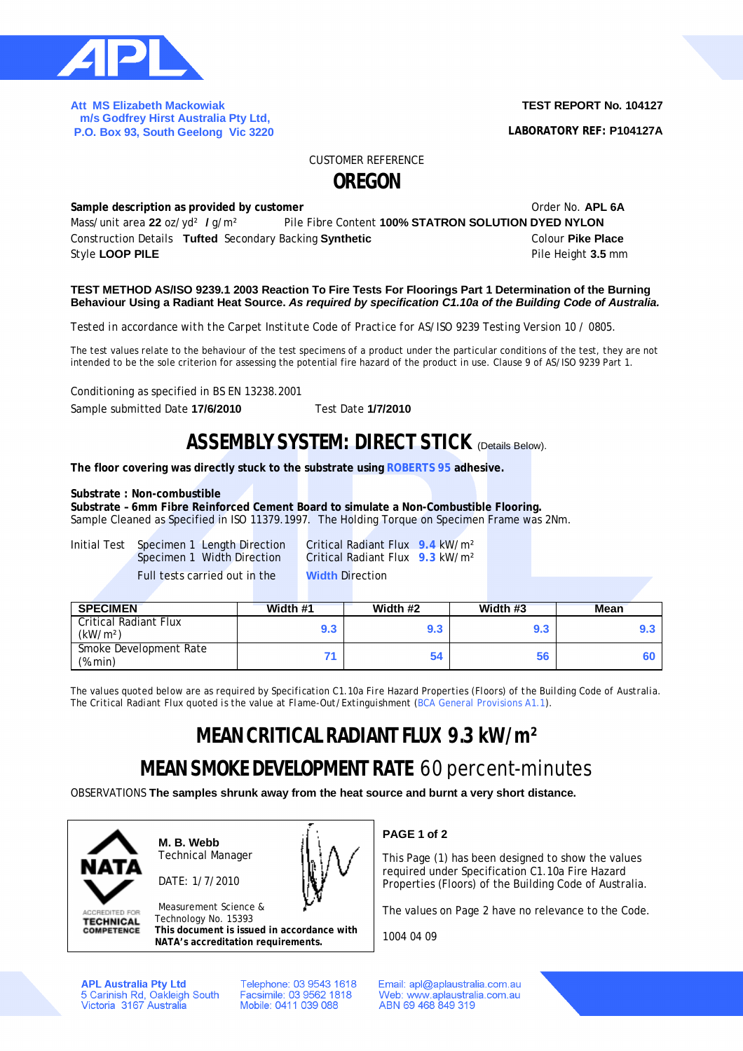Att MS Elizabeth Mackowiak
m/s Godfrey Hirst Australia Pty Ltd,
P.O. Box 93, South Geelong Vic 3220

**TEST REPORT No. 104127**

**LABORATORY REF: P104127A**

CUSTOMER REFERENCE

# OREGON

**Sample description as provided by customer** Order No. **APL 6A**

Mass/unit area **22** oz/yd² **/** g/m² Pile Fibre Content **100% STATRON SOLUTION DYED NYLON**

Construction Details **Tufted** Secondary Backing **Synthetic** Colour **Pike Place**

Style **LOOP PILE** Pile Height **3.5** mm

**TEST METHOD AS/ISO 9239.1 2003 Reaction To Fire Tests For Floorings Part 1 Determination of the Burning Behaviour Using a Radiant Heat Source.** ***As required by specification C1.10a of the Building Code of Australia.***

Tested in accordance with the Carpet Institute Code of Practice for AS/ISO 9239 Testing Version 10 / 0805.

The test values relate to the behaviour of the test specimens of a product under the particular conditions of the test, they are not intended to be the sole criterion for assessing the potential fire hazard of the product in use. Clause 9 of AS/ISO 9239 Part 1.

Conditioning as specified in BS EN 13238.2001

Sample submitted Date **17/6/2010** Test Date **1/7/2010**

## ASSEMBLY SYSTEM: DIRECT STICK (Details Below).

**The floor covering was directly stuck to the substrate using ROBERTS 95 adhesive.**

**Substrate : Non-combustible**
**Substrate – 6mm Fibre Reinforced Cement Board to simulate a Non-Combustible Flooring.**
Sample Cleaned as Specified in ISO 11379.1997. The Holding Torque on Specimen Frame was 2Nm.

Initial Test Specimen 1 Length Direction Critical Radiant Flux **9.4** kW/m²
Specimen 1 Width Direction Critical Radiant Flux **9.3** kW/m²

Full tests carried out in the **Width** Direction

| SPECIMEN | Width #1 | Width #2 | Width #3 | Mean |
|---|---|---|---|---|
| Critical Radiant Flux (kW/m²) | 9.3 | 9.3 | 9.3 | 9.3 |
| Smoke Development Rate (%min) | 71 | 54 | 56 | 60 |

The values quoted below are as required by Specification C1.10a Fire Hazard Properties (Floors) of the Building Code of Australia. The Critical Radiant Flux quoted is the value at Flame-Out/Extinguishment (BCA General Provisions A1.1).

## MEAN CRITICAL RADIANT FLUX 9.3 kW/m²

## MEAN SMOKE DEVELOPMENT RATE 60 percent-minutes

OBSERVATIONS **The samples shrunk away from the heat source and burnt a very short distance.**

NATA ACCREDITED FOR TECHNICAL COMPETENCE

**M. B. Webb**
Technical Manager

DATE: 1/7/2010

Measurement Science & Technology No. 15393
**This document is issued in accordance with NATA's accreditation requirements.**

**PAGE 1 of 2**

This Page (1) has been designed to show the values required under Specification C1.10a Fire Hazard Properties (Floors) of the Building Code of Australia.

The values on Page 2 have no relevance to the Code.

1004 04 09

**APL Australia Pty Ltd**
5 Carinish Rd, Oakleigh South
Victoria 3167 Australia

Telephone: 03 9543 1618
Facsimile: 03 9562 1818
Mobile: 0411 039 088

Email: apl@aplaustralia.com.au
Web: www.aplaustralia.com.au
ABN 69 468 849 319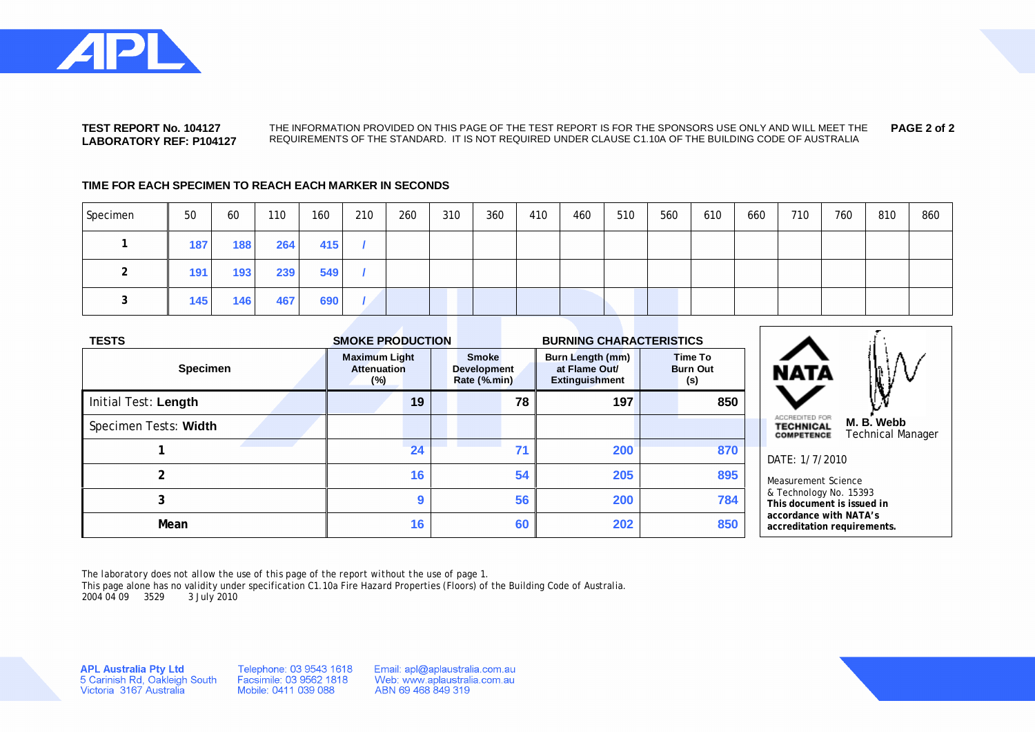**TEST REPORT No. 104127**
**LABORATORY REF: P104127**

THE INFORMATION PROVIDED ON THIS PAGE OF THE TEST REPORT IS FOR THE SPONSORS USE ONLY AND WILL MEET THE REQUIREMENTS OF THE STANDARD. IT IS NOT REQUIRED UNDER CLAUSE C1.10A OF THE BUILDING CODE OF AUSTRALIA

**PAGE 2 of 2**

### TIME FOR EACH SPECIMEN TO REACH EACH MARKER IN SECONDS

| Specimen | 50 | 60 | 110 | 160 | 210 | 260 | 310 | 360 | 410 | 460 | 510 | 560 | 610 | 660 | 710 | 760 | 810 | 860 |
|---|---|---|---|---|---|---|---|---|---|---|---|---|---|---|---|---|---|---|
| **1** | 187 | 188 | 264 | 415 | / | | | | | | | | | | | | | |
| **2** | 191 | 193 | 239 | 549 | / | | | | | | | | | | | | | |
| **3** | 145 | 146 | 467 | 690 | / | | | | | | | | | | | | | |

| TESTS | SMOKE PRODUCTION | | BURNING CHARACTERISTICS | |
|---|---|---|---|---|
| **Specimen** | **Maximum Light Attenuation (%)** | **Smoke Development Rate (%.min)** | **Burn Length (mm) at Flame Out/ Extinguishment** | **Time To Burn Out (s)** |
| Initial Test: **Length** | 19 | 78 | 197 | 850 |
| Specimen Tests: **Width** | | | | |
| **1** | 24 | 71 | 200 | 870 |
| **2** | 16 | 54 | 205 | 895 |
| **3** | 9 | 56 | 200 | 784 |
| **Mean** | 16 | 60 | 202 | 850 |

NATA
ACCREDITED FOR TECHNICAL COMPETENCE

**M. B. Webb**
Technical Manager

DATE: 1/7/2010

Measurement Science & Technology No. 15393
**This document is issued in accordance with NATA's accreditation requirements.**

The laboratory does not allow the use of this page of the report without the use of page 1.
This page alone has no validity under specification C1.10a Fire Hazard Properties (Floors) of the Building Code of Australia.
2004 04 09 3529 3 July 2010

**APL Australia Pty Ltd**
5 Carinish Rd, Oakleigh South
Victoria 3167 Australia

Telephone: 03 9543 1618
Facsimile: 03 9562 1818
Mobile: 0411 039 088

Email: apl@aplaustralia.com.au
Web: www.aplaustralia.com.au
ABN 69 468 849 319